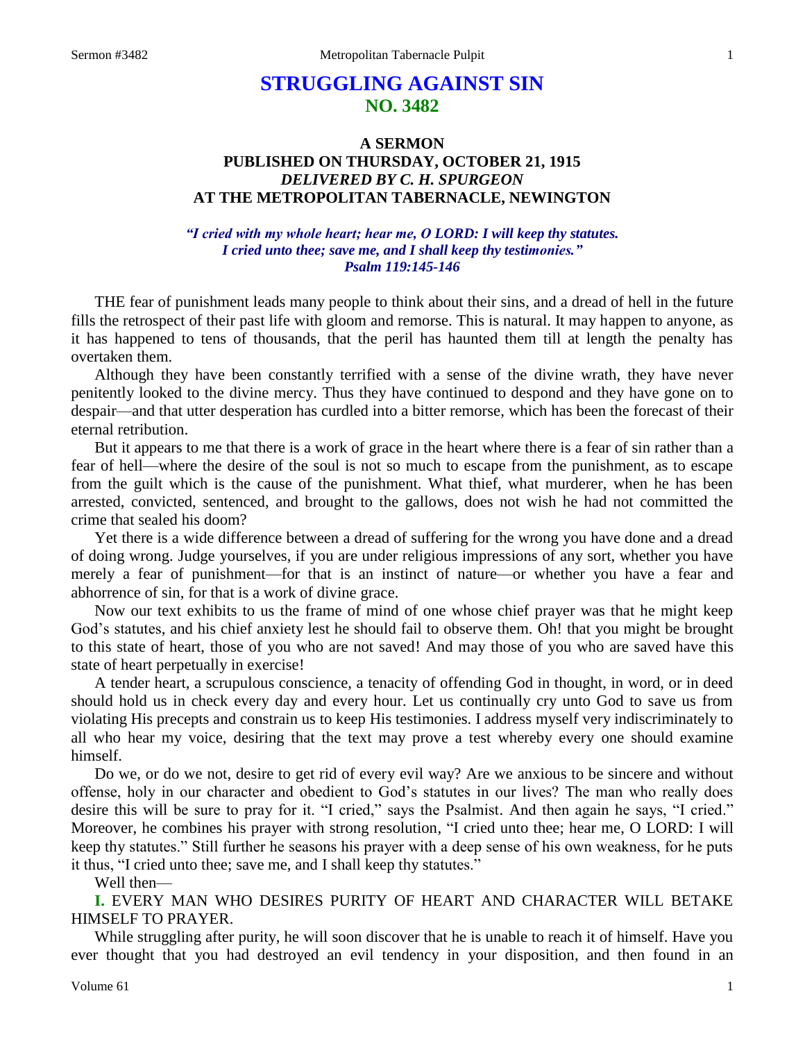# STRUGGLING AGAINST SIN
## NO. 3482

### A SERMON
### PUBLISHED ON THURSDAY, OCTOBER 21, 1915
### *DELIVERED BY C. H. SPURGEON*
### AT THE METROPOLITAN TABERNACLE, NEWINGTON

*"I cried with my whole heart; hear me, O LORD: I will keep thy statutes.*
*I cried unto thee; save me, and I shall keep thy testimonies."*
*Psalm 119:145-146*

THE fear of punishment leads many people to think about their sins, and a dread of hell in the future fills the retrospect of their past life with gloom and remorse. This is natural. It may happen to anyone, as it has happened to tens of thousands, that the peril has haunted them till at length the penalty has overtaken them.

Although they have been constantly terrified with a sense of the divine wrath, they have never penitently looked to the divine mercy. Thus they have continued to despond and they have gone on to despair—and that utter desperation has curdled into a bitter remorse, which has been the forecast of their eternal retribution.

But it appears to me that there is a work of grace in the heart where there is a fear of sin rather than a fear of hell—where the desire of the soul is not so much to escape from the punishment, as to escape from the guilt which is the cause of the punishment. What thief, what murderer, when he has been arrested, convicted, sentenced, and brought to the gallows, does not wish he had not committed the crime that sealed his doom?

Yet there is a wide difference between a dread of suffering for the wrong you have done and a dread of doing wrong. Judge yourselves, if you are under religious impressions of any sort, whether you have merely a fear of punishment—for that is an instinct of nature—or whether you have a fear and abhorrence of sin, for that is a work of divine grace.

Now our text exhibits to us the frame of mind of one whose chief prayer was that he might keep God's statutes, and his chief anxiety lest he should fail to observe them. Oh! that you might be brought to this state of heart, those of you who are not saved! And may those of you who are saved have this state of heart perpetually in exercise!

A tender heart, a scrupulous conscience, a tenacity of offending God in thought, in word, or in deed should hold us in check every day and every hour. Let us continually cry unto God to save us from violating His precepts and constrain us to keep His testimonies. I address myself very indiscriminately to all who hear my voice, desiring that the text may prove a test whereby every one should examine himself.

Do we, or do we not, desire to get rid of every evil way? Are we anxious to be sincere and without offense, holy in our character and obedient to God's statutes in our lives? The man who really does desire this will be sure to pray for it. "I cried," says the Psalmist. And then again he says, "I cried." Moreover, he combines his prayer with strong resolution, "I cried unto thee; hear me, O LORD: I will keep thy statutes." Still further he seasons his prayer with a deep sense of his own weakness, for he puts it thus, "I cried unto thee; save me, and I shall keep thy statutes."

Well then—

**I.** EVERY MAN WHO DESIRES PURITY OF HEART AND CHARACTER WILL BETAKE HIMSELF TO PRAYER.

While struggling after purity, he will soon discover that he is unable to reach it of himself. Have you ever thought that you had destroyed an evil tendency in your disposition, and then found in an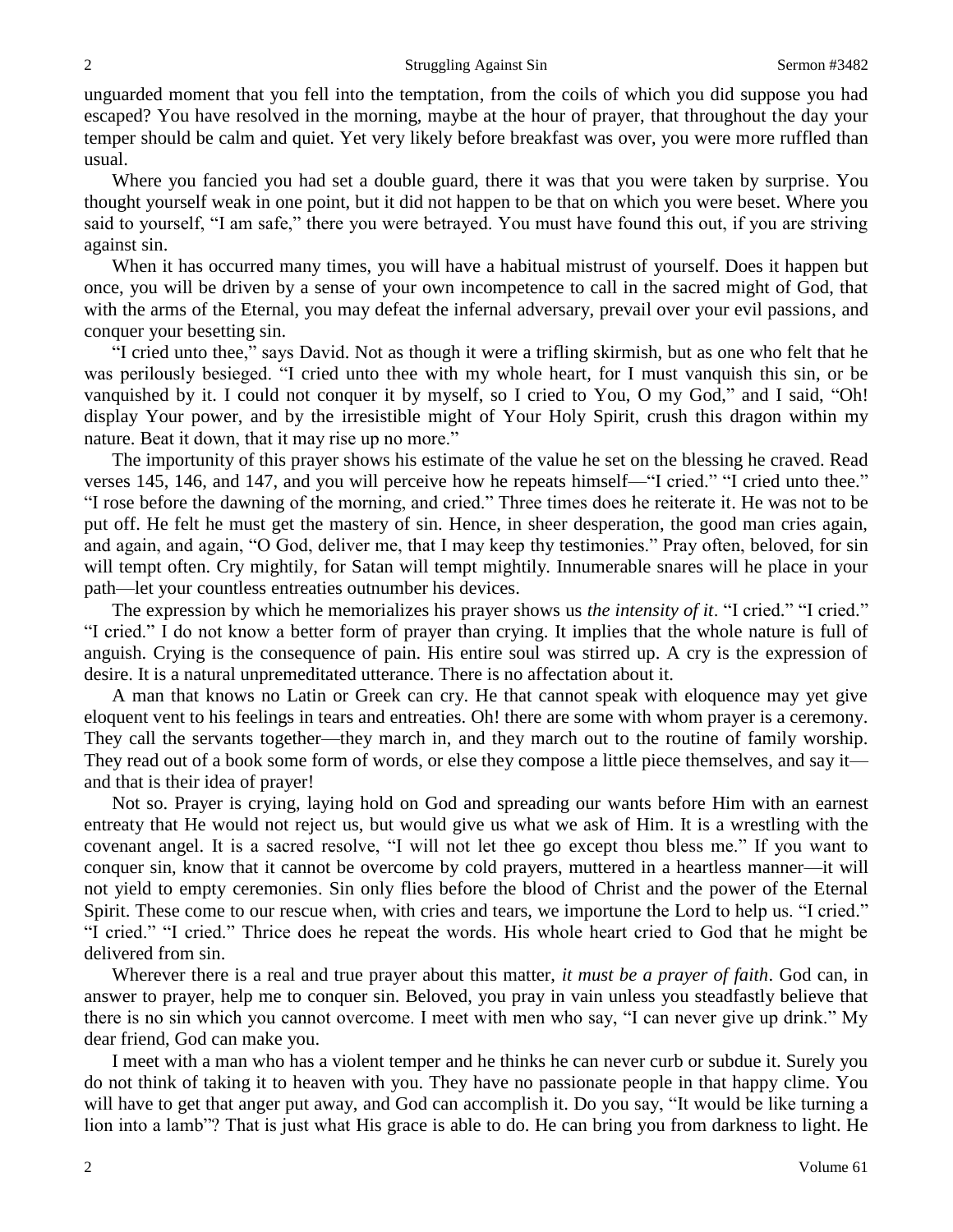unguarded moment that you fell into the temptation, from the coils of which you did suppose you had escaped? You have resolved in the morning, maybe at the hour of prayer, that throughout the day your temper should be calm and quiet. Yet very likely before breakfast was over, you were more ruffled than usual.

Where you fancied you had set a double guard, there it was that you were taken by surprise. You thought yourself weak in one point, but it did not happen to be that on which you were beset. Where you said to yourself, "I am safe," there you were betrayed. You must have found this out, if you are striving against sin.

When it has occurred many times, you will have a habitual mistrust of yourself. Does it happen but once, you will be driven by a sense of your own incompetence to call in the sacred might of God, that with the arms of the Eternal, you may defeat the infernal adversary, prevail over your evil passions, and conquer your besetting sin.

"I cried unto thee," says David. Not as though it were a trifling skirmish, but as one who felt that he was perilously besieged. "I cried unto thee with my whole heart, for I must vanquish this sin, or be vanquished by it. I could not conquer it by myself, so I cried to You, O my God," and I said, "Oh! display Your power, and by the irresistible might of Your Holy Spirit, crush this dragon within my nature. Beat it down, that it may rise up no more."

The importunity of this prayer shows his estimate of the value he set on the blessing he craved. Read verses 145, 146, and 147, and you will perceive how he repeats himself—"I cried." "I cried unto thee." "I rose before the dawning of the morning, and cried." Three times does he reiterate it. He was not to be put off. He felt he must get the mastery of sin. Hence, in sheer desperation, the good man cries again, and again, and again, "O God, deliver me, that I may keep thy testimonies." Pray often, beloved, for sin will tempt often. Cry mightily, for Satan will tempt mightily. Innumerable snares will he place in your path—let your countless entreaties outnumber his devices.

The expression by which he memorializes his prayer shows us *the intensity of it*. "I cried." "I cried." "I cried." I do not know a better form of prayer than crying. It implies that the whole nature is full of anguish. Crying is the consequence of pain. His entire soul was stirred up. A cry is the expression of desire. It is a natural unpremeditated utterance. There is no affectation about it.

A man that knows no Latin or Greek can cry. He that cannot speak with eloquence may yet give eloquent vent to his feelings in tears and entreaties. Oh! there are some with whom prayer is a ceremony. They call the servants together—they march in, and they march out to the routine of family worship. They read out of a book some form of words, or else they compose a little piece themselves, and say it—and that is their idea of prayer!

Not so. Prayer is crying, laying hold on God and spreading our wants before Him with an earnest entreaty that He would not reject us, but would give us what we ask of Him. It is a wrestling with the covenant angel. It is a sacred resolve, "I will not let thee go except thou bless me." If you want to conquer sin, know that it cannot be overcome by cold prayers, muttered in a heartless manner—it will not yield to empty ceremonies. Sin only flies before the blood of Christ and the power of the Eternal Spirit. These come to our rescue when, with cries and tears, we importune the Lord to help us. "I cried." "I cried." "I cried." Thrice does he repeat the words. His whole heart cried to God that he might be delivered from sin.

Wherever there is a real and true prayer about this matter, *it must be a prayer of faith*. God can, in answer to prayer, help me to conquer sin. Beloved, you pray in vain unless you steadfastly believe that there is no sin which you cannot overcome. I meet with men who say, "I can never give up drink." My dear friend, God can make you.

I meet with a man who has a violent temper and he thinks he can never curb or subdue it. Surely you do not think of taking it to heaven with you. They have no passionate people in that happy clime. You will have to get that anger put away, and God can accomplish it. Do you say, "It would be like turning a lion into a lamb"? That is just what His grace is able to do. He can bring you from darkness to light. He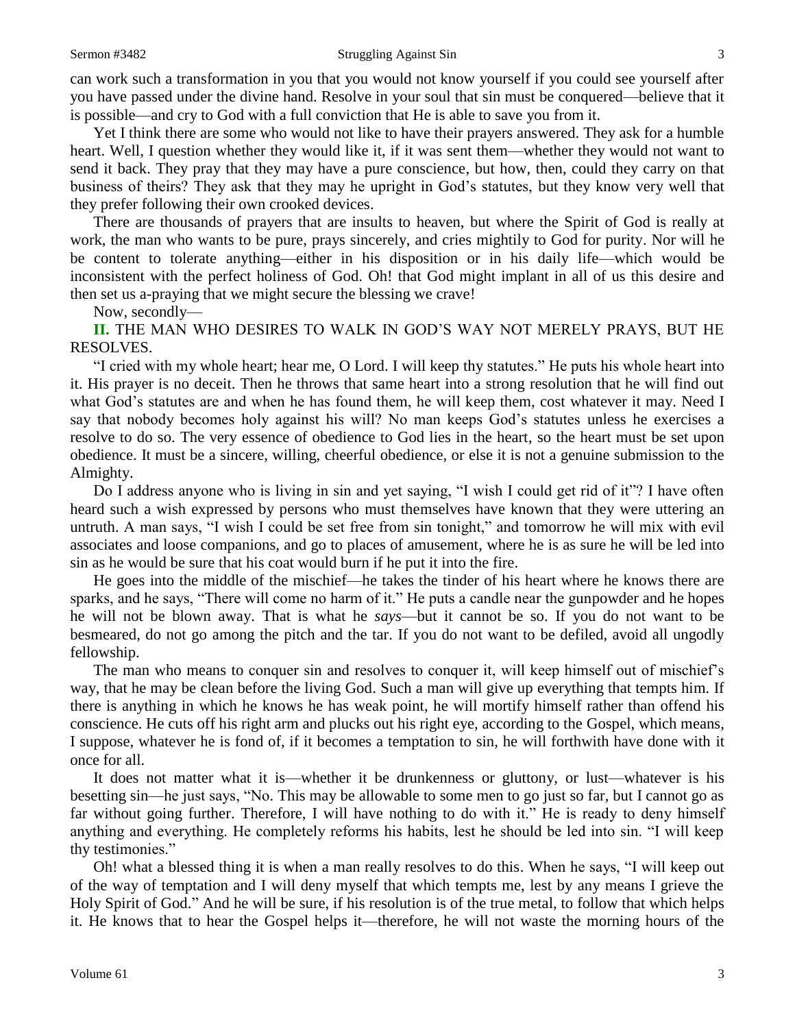can work such a transformation in you that you would not know yourself if you could see yourself after you have passed under the divine hand. Resolve in your soul that sin must be conquered—believe that it is possible—and cry to God with a full conviction that He is able to save you from it.

Yet I think there are some who would not like to have their prayers answered. They ask for a humble heart. Well, I question whether they would like it, if it was sent them—whether they would not want to send it back. They pray that they may have a pure conscience, but how, then, could they carry on that business of theirs? They ask that they may he upright in God's statutes, but they know very well that they prefer following their own crooked devices.

There are thousands of prayers that are insults to heaven, but where the Spirit of God is really at work, the man who wants to be pure, prays sincerely, and cries mightily to God for purity. Nor will he be content to tolerate anything—either in his disposition or in his daily life—which would be inconsistent with the perfect holiness of God. Oh! that God might implant in all of us this desire and then set us a-praying that we might secure the blessing we crave!

Now, secondly—

**II.** THE MAN WHO DESIRES TO WALK IN GOD'S WAY NOT MERELY PRAYS, BUT HE RESOLVES.

"I cried with my whole heart; hear me, O Lord. I will keep thy statutes." He puts his whole heart into it. His prayer is no deceit. Then he throws that same heart into a strong resolution that he will find out what God's statutes are and when he has found them, he will keep them, cost whatever it may. Need I say that nobody becomes holy against his will? No man keeps God's statutes unless he exercises a resolve to do so. The very essence of obedience to God lies in the heart, so the heart must be set upon obedience. It must be a sincere, willing, cheerful obedience, or else it is not a genuine submission to the Almighty.

Do I address anyone who is living in sin and yet saying, "I wish I could get rid of it"? I have often heard such a wish expressed by persons who must themselves have known that they were uttering an untruth. A man says, "I wish I could be set free from sin tonight," and tomorrow he will mix with evil associates and loose companions, and go to places of amusement, where he is as sure he will be led into sin as he would be sure that his coat would burn if he put it into the fire.

He goes into the middle of the mischief—he takes the tinder of his heart where he knows there are sparks, and he says, "There will come no harm of it." He puts a candle near the gunpowder and he hopes he will not be blown away. That is what he *says*—but it cannot be so. If you do not want to be besmeared, do not go among the pitch and the tar. If you do not want to be defiled, avoid all ungodly fellowship.

The man who means to conquer sin and resolves to conquer it, will keep himself out of mischief's way, that he may be clean before the living God. Such a man will give up everything that tempts him. If there is anything in which he knows he has weak point, he will mortify himself rather than offend his conscience. He cuts off his right arm and plucks out his right eye, according to the Gospel, which means, I suppose, whatever he is fond of, if it becomes a temptation to sin, he will forthwith have done with it once for all.

It does not matter what it is—whether it be drunkenness or gluttony, or lust—whatever is his besetting sin—he just says, "No. This may be allowable to some men to go just so far, but I cannot go as far without going further. Therefore, I will have nothing to do with it." He is ready to deny himself anything and everything. He completely reforms his habits, lest he should be led into sin. "I will keep thy testimonies."

Oh! what a blessed thing it is when a man really resolves to do this. When he says, "I will keep out of the way of temptation and I will deny myself that which tempts me, lest by any means I grieve the Holy Spirit of God." And he will be sure, if his resolution is of the true metal, to follow that which helps it. He knows that to hear the Gospel helps it—therefore, he will not waste the morning hours of the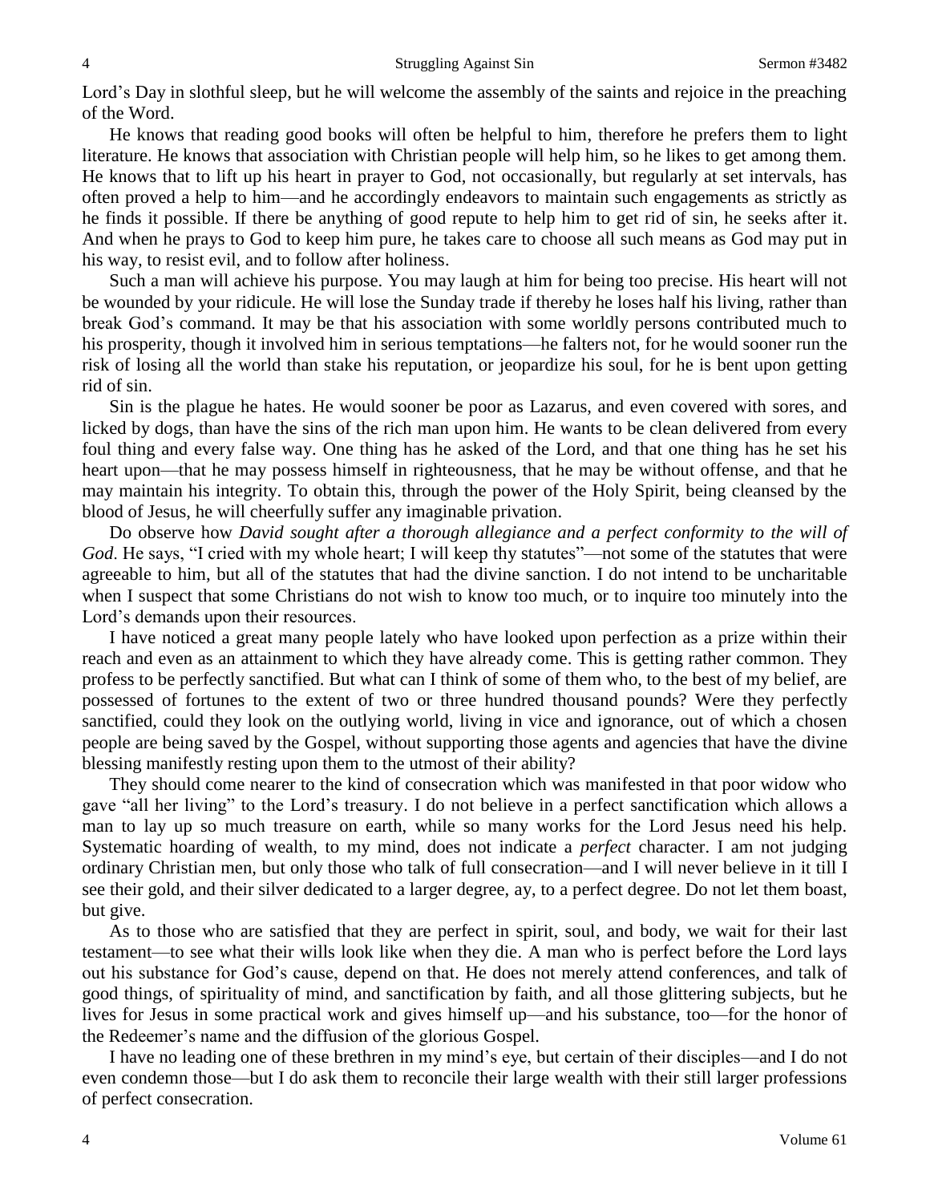Lord's Day in slothful sleep, but he will welcome the assembly of the saints and rejoice in the preaching of the Word.

He knows that reading good books will often be helpful to him, therefore he prefers them to light literature. He knows that association with Christian people will help him, so he likes to get among them. He knows that to lift up his heart in prayer to God, not occasionally, but regularly at set intervals, has often proved a help to him—and he accordingly endeavors to maintain such engagements as strictly as he finds it possible. If there be anything of good repute to help him to get rid of sin, he seeks after it. And when he prays to God to keep him pure, he takes care to choose all such means as God may put in his way, to resist evil, and to follow after holiness.

Such a man will achieve his purpose. You may laugh at him for being too precise. His heart will not be wounded by your ridicule. He will lose the Sunday trade if thereby he loses half his living, rather than break God's command. It may be that his association with some worldly persons contributed much to his prosperity, though it involved him in serious temptations—he falters not, for he would sooner run the risk of losing all the world than stake his reputation, or jeopardize his soul, for he is bent upon getting rid of sin.

Sin is the plague he hates. He would sooner be poor as Lazarus, and even covered with sores, and licked by dogs, than have the sins of the rich man upon him. He wants to be clean delivered from every foul thing and every false way. One thing has he asked of the Lord, and that one thing has he set his heart upon—that he may possess himself in righteousness, that he may be without offense, and that he may maintain his integrity. To obtain this, through the power of the Holy Spirit, being cleansed by the blood of Jesus, he will cheerfully suffer any imaginable privation.

Do observe how *David sought after a thorough allegiance and a perfect conformity to the will of God*. He says, "I cried with my whole heart; I will keep thy statutes"—not some of the statutes that were agreeable to him, but all of the statutes that had the divine sanction. I do not intend to be uncharitable when I suspect that some Christians do not wish to know too much, or to inquire too minutely into the Lord's demands upon their resources.

I have noticed a great many people lately who have looked upon perfection as a prize within their reach and even as an attainment to which they have already come. This is getting rather common. They profess to be perfectly sanctified. But what can I think of some of them who, to the best of my belief, are possessed of fortunes to the extent of two or three hundred thousand pounds? Were they perfectly sanctified, could they look on the outlying world, living in vice and ignorance, out of which a chosen people are being saved by the Gospel, without supporting those agents and agencies that have the divine blessing manifestly resting upon them to the utmost of their ability?

They should come nearer to the kind of consecration which was manifested in that poor widow who gave "all her living" to the Lord's treasury. I do not believe in a perfect sanctification which allows a man to lay up so much treasure on earth, while so many works for the Lord Jesus need his help. Systematic hoarding of wealth, to my mind, does not indicate a *perfect* character. I am not judging ordinary Christian men, but only those who talk of full consecration—and I will never believe in it till I see their gold, and their silver dedicated to a larger degree, ay, to a perfect degree. Do not let them boast, but give.

As to those who are satisfied that they are perfect in spirit, soul, and body, we wait for their last testament—to see what their wills look like when they die. A man who is perfect before the Lord lays out his substance for God's cause, depend on that. He does not merely attend conferences, and talk of good things, of spirituality of mind, and sanctification by faith, and all those glittering subjects, but he lives for Jesus in some practical work and gives himself up—and his substance, too—for the honor of the Redeemer's name and the diffusion of the glorious Gospel.

I have no leading one of these brethren in my mind's eye, but certain of their disciples—and I do not even condemn those—but I do ask them to reconcile their large wealth with their still larger professions of perfect consecration.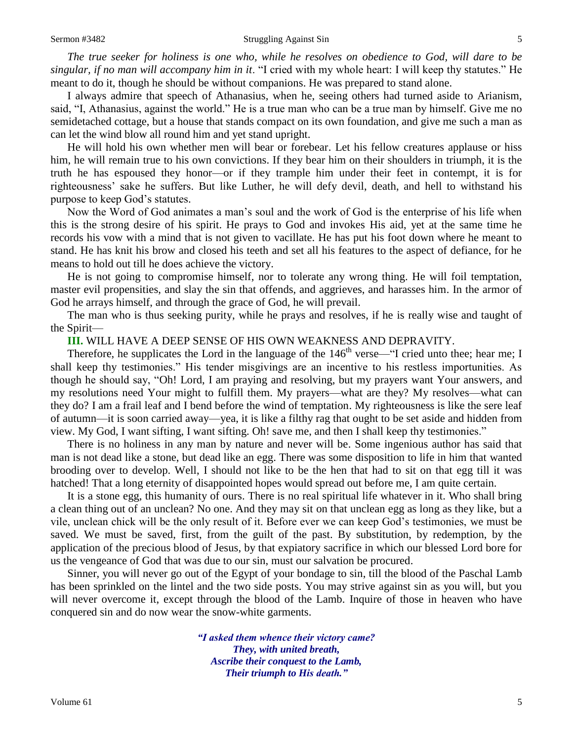*The true seeker for holiness is one who, while he resolves on obedience to God, will dare to be singular, if no man will accompany him in it*. "I cried with my whole heart: I will keep thy statutes." He meant to do it, though he should be without companions. He was prepared to stand alone.

I always admire that speech of Athanasius, when he, seeing others had turned aside to Arianism, said, "I, Athanasius, against the world." He is a true man who can be a true man by himself. Give me no semidetached cottage, but a house that stands compact on its own foundation, and give me such a man as can let the wind blow all round him and yet stand upright.

He will hold his own whether men will bear or forebear. Let his fellow creatures applause or hiss him, he will remain true to his own convictions. If they bear him on their shoulders in triumph, it is the truth he has espoused they honor—or if they trample him under their feet in contempt, it is for righteousness' sake he suffers. But like Luther, he will defy devil, death, and hell to withstand his purpose to keep God's statutes.

Now the Word of God animates a man's soul and the work of God is the enterprise of his life when this is the strong desire of his spirit. He prays to God and invokes His aid, yet at the same time he records his vow with a mind that is not given to vacillate. He has put his foot down where he meant to stand. He has knit his brow and closed his teeth and set all his features to the aspect of defiance, for he means to hold out till he does achieve the victory.

He is not going to compromise himself, nor to tolerate any wrong thing. He will foil temptation, master evil propensities, and slay the sin that offends, and aggrieves, and harasses him. In the armor of God he arrays himself, and through the grace of God, he will prevail.

The man who is thus seeking purity, while he prays and resolves, if he is really wise and taught of the Spirit—

**III.** WILL HAVE A DEEP SENSE OF HIS OWN WEAKNESS AND DEPRAVITY.

Therefore, he supplicates the Lord in the language of the 146th verse—"I cried unto thee; hear me; I shall keep thy testimonies." His tender misgivings are an incentive to his restless importunities. As though he should say, "Oh! Lord, I am praying and resolving, but my prayers want Your answers, and my resolutions need Your might to fulfill them. My prayers—what are they? My resolves—what can they do? I am a frail leaf and I bend before the wind of temptation. My righteousness is like the sere leaf of autumn—it is soon carried away—yea, it is like a filthy rag that ought to be set aside and hidden from view. My God, I want sifting, I want sifting. Oh! save me, and then I shall keep thy testimonies."

There is no holiness in any man by nature and never will be. Some ingenious author has said that man is not dead like a stone, but dead like an egg. There was some disposition to life in him that wanted brooding over to develop. Well, I should not like to be the hen that had to sit on that egg till it was hatched! That a long eternity of disappointed hopes would spread out before me, I am quite certain.

It is a stone egg, this humanity of ours. There is no real spiritual life whatever in it. Who shall bring a clean thing out of an unclean? No one. And they may sit on that unclean egg as long as they like, but a vile, unclean chick will be the only result of it. Before ever we can keep God's testimonies, we must be saved. We must be saved, first, from the guilt of the past. By substitution, by redemption, by the application of the precious blood of Jesus, by that expiatory sacrifice in which our blessed Lord bore for us the vengeance of God that was due to our sin, must our salvation be procured.

Sinner, you will never go out of the Egypt of your bondage to sin, till the blood of the Paschal Lamb has been sprinkled on the lintel and the two side posts. You may strive against sin as you will, but you will never overcome it, except through the blood of the Lamb. Inquire of those in heaven who have conquered sin and do now wear the snow-white garments.

*"I asked them whence their victory came?*
*They, with united breath,*
*Ascribe their conquest to the Lamb,*
*Their triumph to His death."*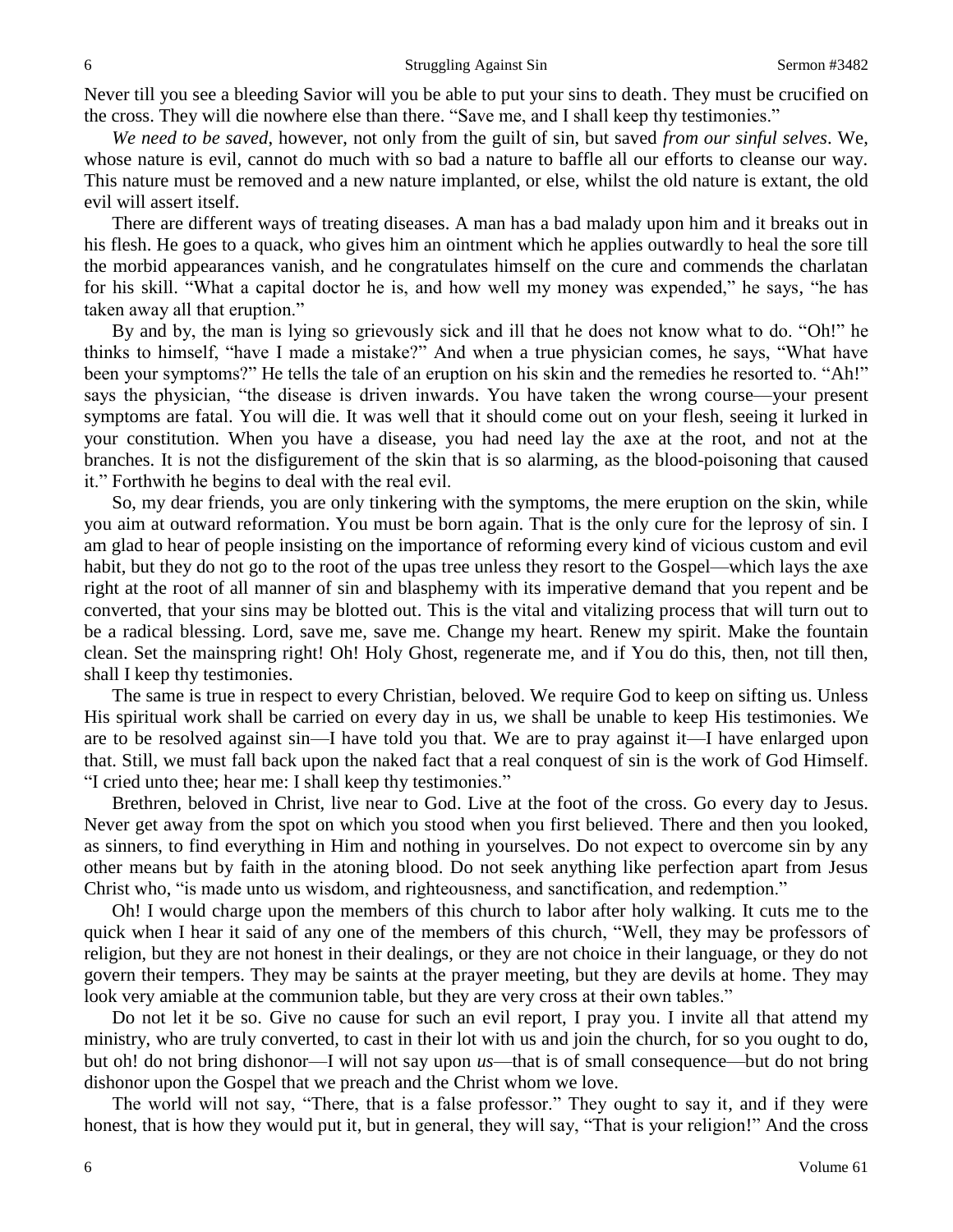Never till you see a bleeding Savior will you be able to put your sins to death. They must be crucified on the cross. They will die nowhere else than there. "Save me, and I shall keep thy testimonies."

*We need to be saved*, however, not only from the guilt of sin, but saved *from our sinful selves*. We, whose nature is evil, cannot do much with so bad a nature to baffle all our efforts to cleanse our way. This nature must be removed and a new nature implanted, or else, whilst the old nature is extant, the old evil will assert itself.

There are different ways of treating diseases. A man has a bad malady upon him and it breaks out in his flesh. He goes to a quack, who gives him an ointment which he applies outwardly to heal the sore till the morbid appearances vanish, and he congratulates himself on the cure and commends the charlatan for his skill. "What a capital doctor he is, and how well my money was expended," he says, "he has taken away all that eruption."

By and by, the man is lying so grievously sick and ill that he does not know what to do. "Oh!" he thinks to himself, "have I made a mistake?" And when a true physician comes, he says, "What have been your symptoms?" He tells the tale of an eruption on his skin and the remedies he resorted to. "Ah!" says the physician, "the disease is driven inwards. You have taken the wrong course—your present symptoms are fatal. You will die. It was well that it should come out on your flesh, seeing it lurked in your constitution. When you have a disease, you had need lay the axe at the root, and not at the branches. It is not the disfigurement of the skin that is so alarming, as the blood-poisoning that caused it." Forthwith he begins to deal with the real evil.

So, my dear friends, you are only tinkering with the symptoms, the mere eruption on the skin, while you aim at outward reformation. You must be born again. That is the only cure for the leprosy of sin. I am glad to hear of people insisting on the importance of reforming every kind of vicious custom and evil habit, but they do not go to the root of the upas tree unless they resort to the Gospel—which lays the axe right at the root of all manner of sin and blasphemy with its imperative demand that you repent and be converted, that your sins may be blotted out. This is the vital and vitalizing process that will turn out to be a radical blessing. Lord, save me, save me. Change my heart. Renew my spirit. Make the fountain clean. Set the mainspring right! Oh! Holy Ghost, regenerate me, and if You do this, then, not till then, shall I keep thy testimonies.

The same is true in respect to every Christian, beloved. We require God to keep on sifting us. Unless His spiritual work shall be carried on every day in us, we shall be unable to keep His testimonies. We are to be resolved against sin—I have told you that. We are to pray against it—I have enlarged upon that. Still, we must fall back upon the naked fact that a real conquest of sin is the work of God Himself. "I cried unto thee; hear me: I shall keep thy testimonies."

Brethren, beloved in Christ, live near to God. Live at the foot of the cross. Go every day to Jesus. Never get away from the spot on which you stood when you first believed. There and then you looked, as sinners, to find everything in Him and nothing in yourselves. Do not expect to overcome sin by any other means but by faith in the atoning blood. Do not seek anything like perfection apart from Jesus Christ who, "is made unto us wisdom, and righteousness, and sanctification, and redemption."

Oh! I would charge upon the members of this church to labor after holy walking. It cuts me to the quick when I hear it said of any one of the members of this church, "Well, they may be professors of religion, but they are not honest in their dealings, or they are not choice in their language, or they do not govern their tempers. They may be saints at the prayer meeting, but they are devils at home. They may look very amiable at the communion table, but they are very cross at their own tables."

Do not let it be so. Give no cause for such an evil report, I pray you. I invite all that attend my ministry, who are truly converted, to cast in their lot with us and join the church, for so you ought to do, but oh! do not bring dishonor—I will not say upon *us*—that is of small consequence—but do not bring dishonor upon the Gospel that we preach and the Christ whom we love.

The world will not say, "There, that is a false professor." They ought to say it, and if they were honest, that is how they would put it, but in general, they will say, "That is your religion!" And the cross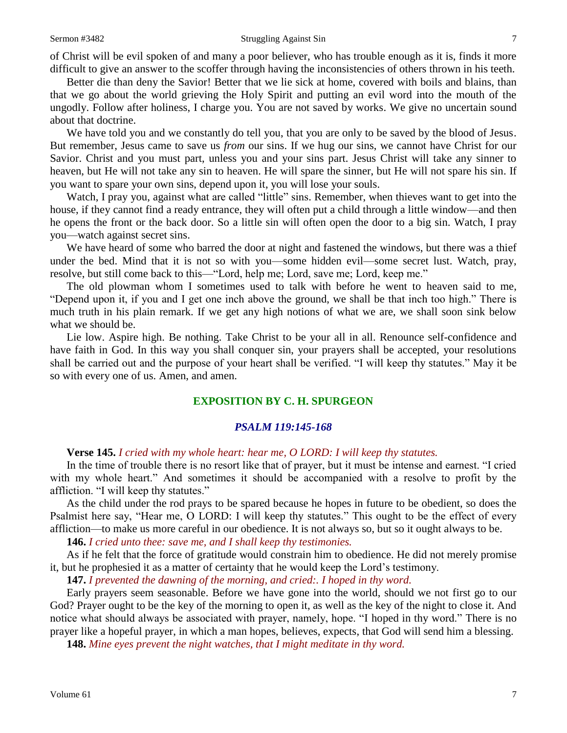of Christ will be evil spoken of and many a poor believer, who has trouble enough as it is, finds it more difficult to give an answer to the scoffer through having the inconsistencies of others thrown in his teeth.

Better die than deny the Savior! Better that we lie sick at home, covered with boils and blains, than that we go about the world grieving the Holy Spirit and putting an evil word into the mouth of the ungodly. Follow after holiness, I charge you. You are not saved by works. We give no uncertain sound about that doctrine.

We have told you and we constantly do tell you, that you are only to be saved by the blood of Jesus. But remember, Jesus came to save us *from* our sins. If we hug our sins, we cannot have Christ for our Savior. Christ and you must part, unless you and your sins part. Jesus Christ will take any sinner to heaven, but He will not take any sin to heaven. He will spare the sinner, but He will not spare his sin. If you want to spare your own sins, depend upon it, you will lose your souls.

Watch, I pray you, against what are called "little" sins. Remember, when thieves want to get into the house, if they cannot find a ready entrance, they will often put a child through a little window—and then he opens the front or the back door. So a little sin will often open the door to a big sin. Watch, I pray you—watch against secret sins.

We have heard of some who barred the door at night and fastened the windows, but there was a thief under the bed. Mind that it is not so with you—some hidden evil—some secret lust. Watch, pray, resolve, but still come back to this—"Lord, help me; Lord, save me; Lord, keep me."

The old plowman whom I sometimes used to talk with before he went to heaven said to me, "Depend upon it, if you and I get one inch above the ground, we shall be that inch too high." There is much truth in his plain remark. If we get any high notions of what we are, we shall soon sink below what we should be.

Lie low. Aspire high. Be nothing. Take Christ to be your all in all. Renounce self-confidence and have faith in God. In this way you shall conquer sin, your prayers shall be accepted, your resolutions shall be carried out and the purpose of your heart shall be verified. "I will keep thy statutes." May it be so with every one of us. Amen, and amen.

## EXPOSITION BY C. H. SPURGEON

### *PSALM 119:145-168*

**Verse 145.** *I cried with my whole heart: hear me, O LORD: I will keep thy statutes.*

In the time of trouble there is no resort like that of prayer, but it must be intense and earnest. "I cried with my whole heart." And sometimes it should be accompanied with a resolve to profit by the affliction. "I will keep thy statutes."

As the child under the rod prays to be spared because he hopes in future to be obedient, so does the Psalmist here say, "Hear me, O LORD: I will keep thy statutes." This ought to be the effect of every affliction—to make us more careful in our obedience. It is not always so, but so it ought always to be.

**146.** *I cried unto thee: save me, and I shall keep thy testimonies.*

As if he felt that the force of gratitude would constrain him to obedience. He did not merely promise it, but he prophesied it as a matter of certainty that he would keep the Lord's testimony.

**147.** *I prevented the dawning of the morning, and cried:. I hoped in thy word.*

Early prayers seem seasonable. Before we have gone into the world, should we not first go to our God? Prayer ought to be the key of the morning to open it, as well as the key of the night to close it. And notice what should always be associated with prayer, namely, hope. "I hoped in thy word." There is no prayer like a hopeful prayer, in which a man hopes, believes, expects, that God will send him a blessing.

**148.** *Mine eyes prevent the night watches, that I might meditate in thy word.*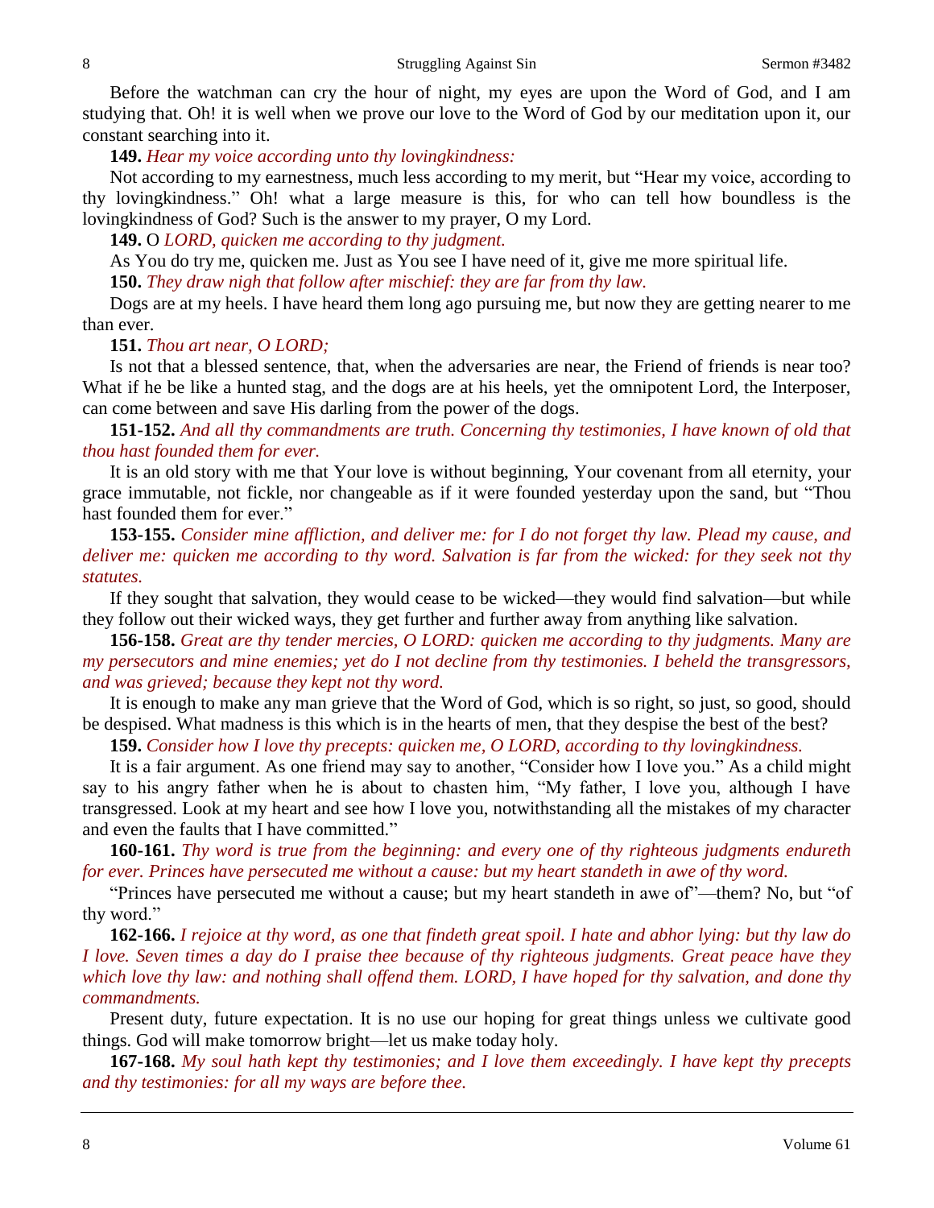Before the watchman can cry the hour of night, my eyes are upon the Word of God, and I am studying that. Oh! it is well when we prove our love to the Word of God by our meditation upon it, our constant searching into it.

**149.** *Hear my voice according unto thy lovingkindness:*

Not according to my earnestness, much less according to my merit, but "Hear my voice, according to thy lovingkindness." Oh! what a large measure is this, for who can tell how boundless is the lovingkindness of God? Such is the answer to my prayer, O my Lord.

**149.** O *LORD, quicken me according to thy judgment.*

As You do try me, quicken me. Just as You see I have need of it, give me more spiritual life.

**150.** *They draw nigh that follow after mischief: they are far from thy law.*

Dogs are at my heels. I have heard them long ago pursuing me, but now they are getting nearer to me than ever.

**151.** *Thou art near, O LORD;*

Is not that a blessed sentence, that, when the adversaries are near, the Friend of friends is near too? What if he be like a hunted stag, and the dogs are at his heels, yet the omnipotent Lord, the Interposer, can come between and save His darling from the power of the dogs.

**151-152.** *And all thy commandments are truth. Concerning thy testimonies, I have known of old that thou hast founded them for ever.*

It is an old story with me that Your love is without beginning, Your covenant from all eternity, your grace immutable, not fickle, nor changeable as if it were founded yesterday upon the sand, but "Thou hast founded them for ever."

**153-155.** *Consider mine affliction, and deliver me: for I do not forget thy law. Plead my cause, and deliver me: quicken me according to thy word. Salvation is far from the wicked: for they seek not thy statutes.*

If they sought that salvation, they would cease to be wicked—they would find salvation—but while they follow out their wicked ways, they get further and further away from anything like salvation.

**156-158.** *Great are thy tender mercies, O LORD: quicken me according to thy judgments. Many are my persecutors and mine enemies; yet do I not decline from thy testimonies. I beheld the transgressors, and was grieved; because they kept not thy word.*

It is enough to make any man grieve that the Word of God, which is so right, so just, so good, should be despised. What madness is this which is in the hearts of men, that they despise the best of the best?

**159.** *Consider how I love thy precepts: quicken me, O LORD, according to thy lovingkindness.*

It is a fair argument. As one friend may say to another, "Consider how I love you." As a child might say to his angry father when he is about to chasten him, "My father, I love you, although I have transgressed. Look at my heart and see how I love you, notwithstanding all the mistakes of my character and even the faults that I have committed."

**160-161.** *Thy word is true from the beginning: and every one of thy righteous judgments endureth for ever. Princes have persecuted me without a cause: but my heart standeth in awe of thy word.*

"Princes have persecuted me without a cause; but my heart standeth in awe of"—them? No, but "of thy word."

**162-166.** *I rejoice at thy word, as one that findeth great spoil. I hate and abhor lying: but thy law do I love. Seven times a day do I praise thee because of thy righteous judgments. Great peace have they which love thy law: and nothing shall offend them. LORD, I have hoped for thy salvation, and done thy commandments.*

Present duty, future expectation. It is no use our hoping for great things unless we cultivate good things. God will make tomorrow bright—let us make today holy.

**167-168.** *My soul hath kept thy testimonies; and I love them exceedingly. I have kept thy precepts and thy testimonies: for all my ways are before thee.*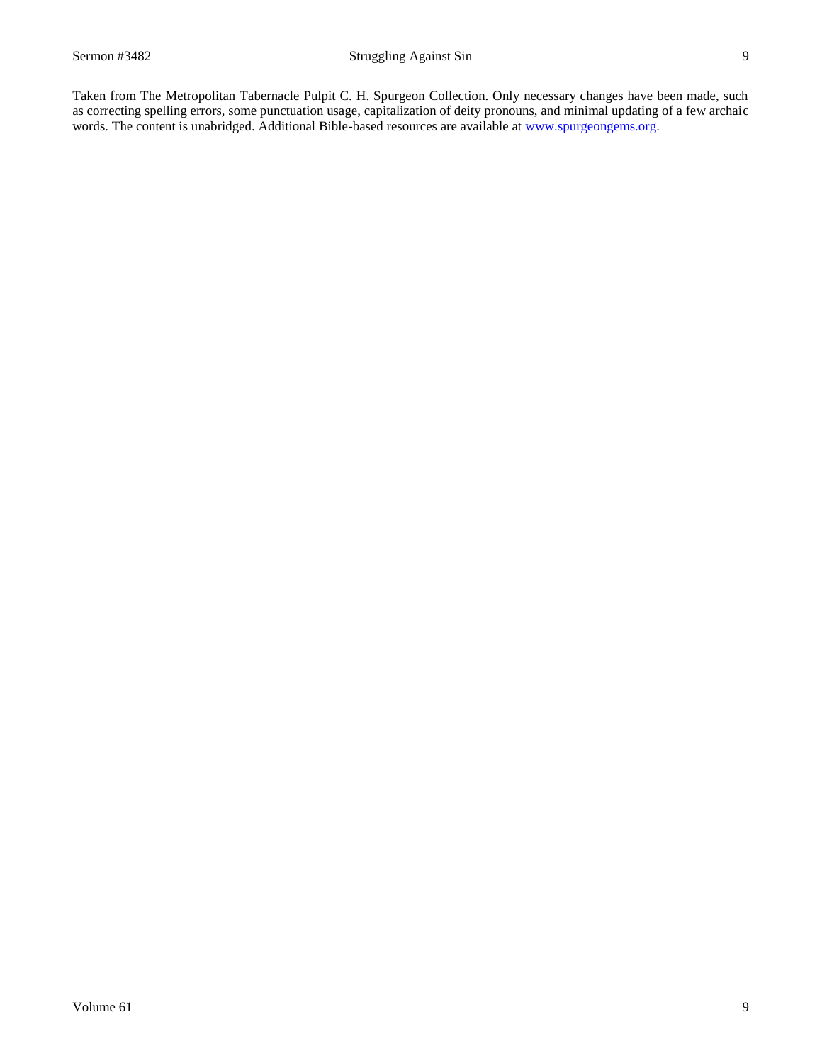Taken from The Metropolitan Tabernacle Pulpit C. H. Spurgeon Collection. Only necessary changes have been made, such as correcting spelling errors, some punctuation usage, capitalization of deity pronouns, and minimal updating of a few archaic words. The content is unabridged. Additional Bible-based resources are available at www.spurgeongems.org.